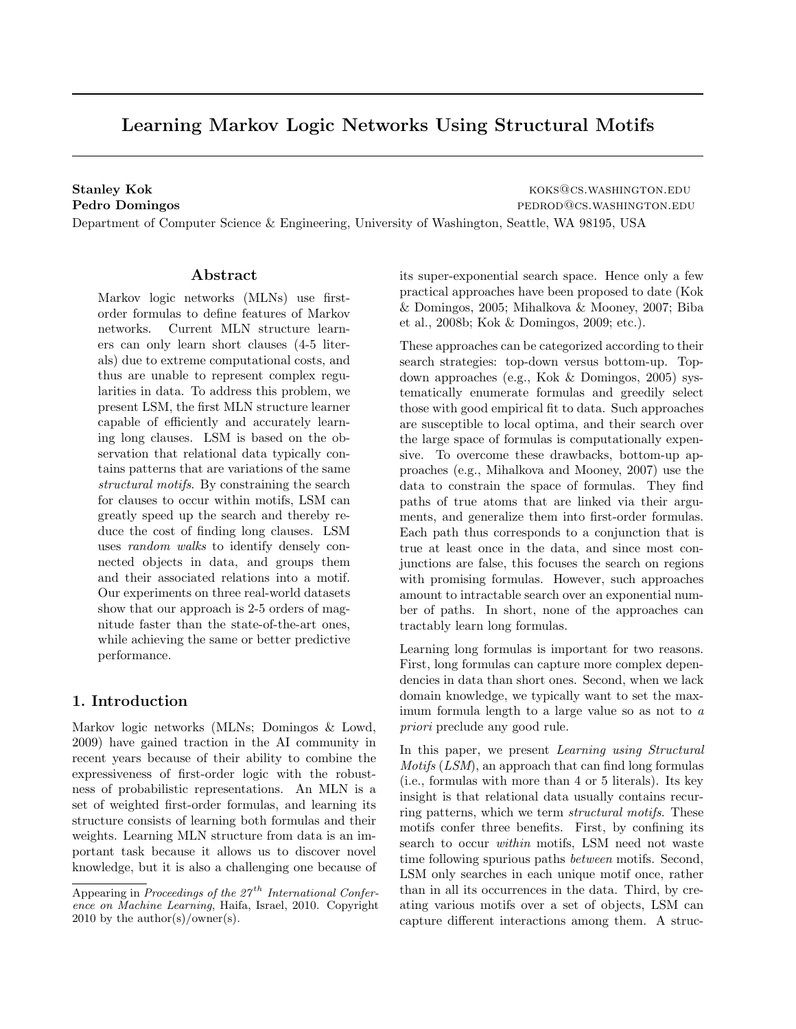# Learning Markov Logic Networks Using Structural Motifs

**Stanley Kok** koks@cs.washington.edu
**Pedro Domingos** pedrod@cs.washington.edu
Department of Computer Science & Engineering, University of Washington, Seattle, WA 98195, USA

## Abstract

Markov logic networks (MLNs) use first-order formulas to define features of Markov networks. Current MLN structure learners can only learn short clauses (4-5 literals) due to extreme computational costs, and thus are unable to represent complex regularities in data. To address this problem, we present LSM, the first MLN structure learner capable of efficiently and accurately learning long clauses. LSM is based on the observation that relational data typically contains patterns that are variations of the same *structural motifs*. By constraining the search for clauses to occur within motifs, LSM can greatly speed up the search and thereby reduce the cost of finding long clauses. LSM uses *random walks* to identify densely connected objects in data, and groups them and their associated relations into a motif. Our experiments on three real-world datasets show that our approach is 2-5 orders of magnitude faster than the state-of-the-art ones, while achieving the same or better predictive performance.

## 1. Introduction

Markov logic networks (MLNs; Domingos & Lowd, 2009) have gained traction in the AI community in recent years because of their ability to combine the expressiveness of first-order logic with the robustness of probabilistic representations. An MLN is a set of weighted first-order formulas, and learning its structure consists of learning both formulas and their weights. Learning MLN structure from data is an important task because it allows us to discover novel knowledge, but it is also a challenging one because of its super-exponential search space. Hence only a few practical approaches have been proposed to date (Kok & Domingos, 2005; Mihalkova & Mooney, 2007; Biba et al., 2008b; Kok & Domingos, 2009; etc.).

These approaches can be categorized according to their search strategies: top-down versus bottom-up. Top-down approaches (e.g., Kok & Domingos, 2005) systematically enumerate formulas and greedily select those with good empirical fit to data. Such approaches are susceptible to local optima, and their search over the large space of formulas is computationally expensive. To overcome these drawbacks, bottom-up approaches (e.g., Mihalkova and Mooney, 2007) use the data to constrain the space of formulas. They find paths of true atoms that are linked via their arguments, and generalize them into first-order formulas. Each path thus corresponds to a conjunction that is true at least once in the data, and since most conjunctions are false, this focuses the search on regions with promising formulas. However, such approaches amount to intractable search over an exponential number of paths. In short, none of the approaches can tractably learn long formulas.

Learning long formulas is important for two reasons. First, long formulas can capture more complex dependencies in data than short ones. Second, when we lack domain knowledge, we typically want to set the maximum formula length to a large value so as not to *a priori* preclude any good rule.

In this paper, we present *Learning using Structural Motifs* (*LSM*), an approach that can find long formulas (i.e., formulas with more than 4 or 5 literals). Its key insight is that relational data usually contains recurring patterns, which we term *structural motifs*. These motifs confer three benefits. First, by confining its search to occur *within* motifs, LSM need not waste time following spurious paths *between* motifs. Second, LSM only searches in each unique motif once, rather than in all its occurrences in the data. Third, by creating various motifs over a set of objects, LSM can capture different interactions among them. A struc-

Appearing in *Proceedings of the 27th International Conference on Machine Learning*, Haifa, Israel, 2010. Copyright 2010 by the author(s)/owner(s).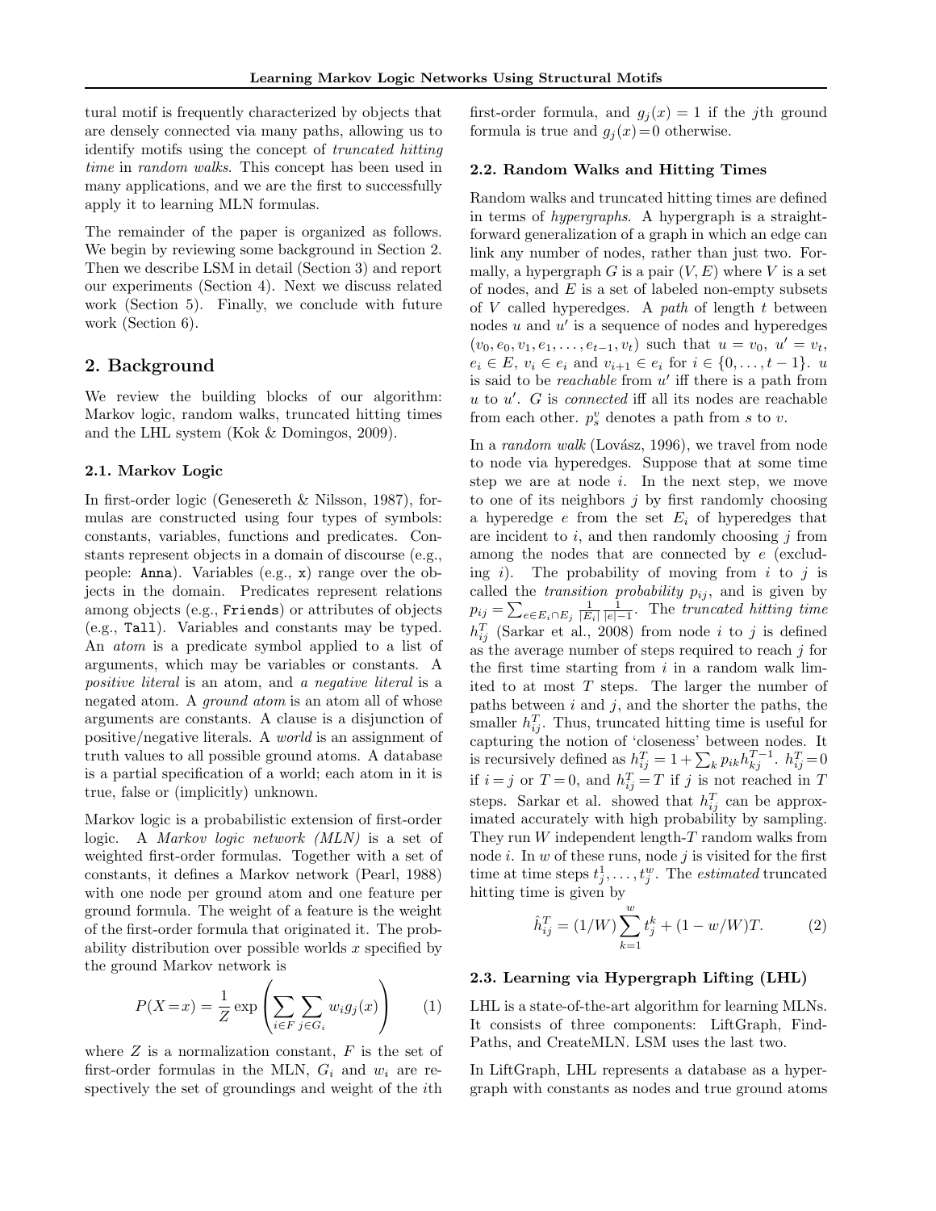tural motif is frequently characterized by objects that are densely connected via many paths, allowing us to identify motifs using the concept of *truncated hitting time* in *random walks*. This concept has been used in many applications, and we are the first to successfully apply it to learning MLN formulas.

The remainder of the paper is organized as follows. We begin by reviewing some background in Section 2. Then we describe LSM in detail (Section 3) and report our experiments (Section 4). Next we discuss related work (Section 5). Finally, we conclude with future work (Section 6).

## 2. Background

We review the building blocks of our algorithm: Markov logic, random walks, truncated hitting times and the LHL system (Kok & Domingos, 2009).

### 2.1. Markov Logic

In first-order logic (Genesereth & Nilsson, 1987), formulas are constructed using four types of symbols: constants, variables, functions and predicates. Constants represent objects in a domain of discourse (e.g., people: `Anna`). Variables (e.g., `x`) range over the objects in the domain. Predicates represent relations among objects (e.g., `Friends`) or attributes of objects (e.g., `Tall`). Variables and constants may be typed. An *atom* is a predicate symbol applied to a list of arguments, which may be variables or constants. A *positive literal* is an atom, and *a negative literal* is a negated atom. A *ground atom* is an atom all of whose arguments are constants. A clause is a disjunction of positive/negative literals. A *world* is an assignment of truth values to all possible ground atoms. A database is a partial specification of a world; each atom in it is true, false or (implicitly) unknown.

Markov logic is a probabilistic extension of first-order logic. A *Markov logic network (MLN)* is a set of weighted first-order formulas. Together with a set of constants, it defines a Markov network (Pearl, 1988) with one node per ground atom and one feature per ground formula. The weight of a feature is the weight of the first-order formula that originated it. The probability distribution over possible worlds $x$ specified by the ground Markov network is

$$P(X=x) = \frac{1}{Z} \exp\left(\sum_{i \in F} \sum_{j \in G_i} w_i g_j(x)\right) \qquad (1)$$

where $Z$ is a normalization constant, $F$ is the set of first-order formulas in the MLN, $G_i$ and $w_i$ are respectively the set of groundings and weight of the $i$th first-order formula, and $g_j(x) = 1$ if the $j$th ground formula is true and $g_j(x) = 0$ otherwise.

### 2.2. Random Walks and Hitting Times

Random walks and truncated hitting times are defined in terms of *hypergraphs*. A hypergraph is a straightforward generalization of a graph in which an edge can link any number of nodes, rather than just two. Formally, a hypergraph $G$ is a pair $(V, E)$ where $V$ is a set of nodes, and $E$ is a set of labeled non-empty subsets of $V$ called hyperedges. A *path* of length $t$ between nodes $u$ and $u'$ is a sequence of nodes and hyperedges $(v_0, e_0, v_1, e_1, \ldots, e_{t-1}, v_t)$ such that $u = v_0$, $u' = v_t$, $e_i \in E$, $v_i \in e_i$ and $v_{i+1} \in e_i$ for $i \in \{0, \ldots, t-1\}$. $u$ is said to be *reachable* from $u'$ iff there is a path from $u$ to $u'$. $G$ is *connected* iff all its nodes are reachable from each other. $p_s^v$ denotes a path from $s$ to $v$.

In a *random walk* (Lovász, 1996), we travel from node to node via hyperedges. Suppose that at some time step we are at node $i$. In the next step, we move to one of its neighbors $j$ by first randomly choosing a hyperedge $e$ from the set $E_i$ of hyperedges that are incident to $i$, and then randomly choosing $j$ from among the nodes that are connected by $e$ (excluding $i$). The probability of moving from $i$ to $j$ is called the *transition probability* $p_{ij}$, and is given by $p_{ij} = \sum_{e \in E_i \cap E_j} \frac{1}{|E_i|} \frac{1}{|e|-1}$. The *truncated hitting time* $h_{ij}^T$ (Sarkar et al., 2008) from node $i$ to $j$ is defined as the average number of steps required to reach $j$ for the first time starting from $i$ in a random walk limited to at most $T$ steps. The larger the number of paths between $i$ and $j$, and the shorter the paths, the smaller $h_{ij}^T$. Thus, truncated hitting time is useful for capturing the notion of 'closeness' between nodes. It is recursively defined as $h_{ij}^T = 1 + \sum_k p_{ik} h_{kj}^{T-1}$. $h_{ij}^T = 0$ if $i = j$ or $T = 0$, and $h_{ij}^T = T$ if $j$ is not reached in $T$ steps. Sarkar et al. showed that $h_{ij}^T$ can be approximated accurately with high probability by sampling. They run $W$ independent length-$T$ random walks from node $i$. In $w$ of these runs, node $j$ is visited for the first time at time steps $t_j^1, \ldots, t_j^w$. The *estimated* truncated hitting time is given by

$$\hat{h}_{ij}^T = (1/W) \sum_{k=1}^{w} t_j^k + (1 - w/W) T. \qquad (2)$$

### 2.3. Learning via Hypergraph Lifting (LHL)

LHL is a state-of-the-art algorithm for learning MLNs. It consists of three components: LiftGraph, FindPaths, and CreateMLN. LSM uses the last two.

In LiftGraph, LHL represents a database as a hypergraph with constants as nodes and true ground atoms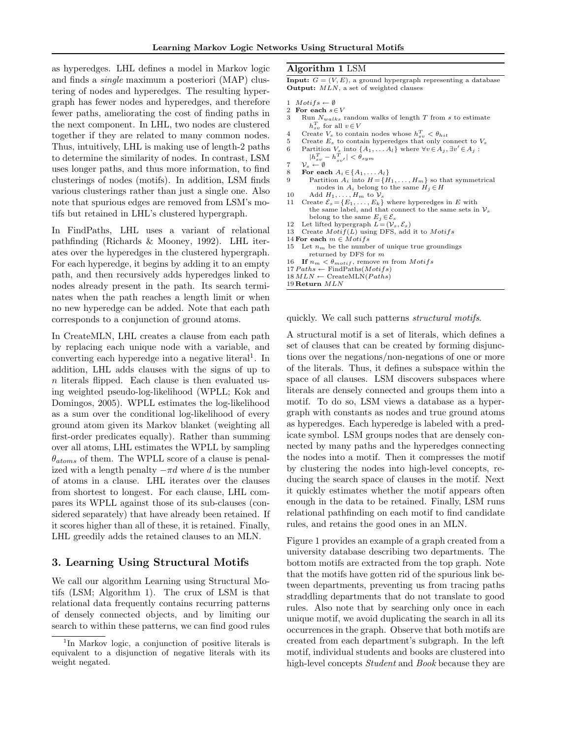as hyperedges. LHL defines a model in Markov logic and finds a *single* maximum a posteriori (MAP) clustering of nodes and hyperedges. The resulting hypergraph has fewer nodes and hyperedges, and therefore fewer paths, ameliorating the cost of finding paths in the next component. In LHL, two nodes are clustered together if they are related to many common nodes. Thus, intuitively, LHL is making use of length-2 paths to determine the similarity of nodes. In contrast, LSM uses longer paths, and thus more information, to find clusterings of nodes (motifs). In addition, LSM finds various clusterings rather than just a single one. Also note that spurious edges are removed from LSM's motifs but retained in LHL's clustered hypergraph.

In FindPaths, LHL uses a variant of relational pathfinding (Richards & Mooney, 1992). LHL iterates over the hyperedges in the clustered hypergraph. For each hyperedge, it begins by adding it to an empty path, and then recursively adds hyperedges linked to nodes already present in the path. Its search terminates when the path reaches a length limit or when no new hyperedge can be added. Note that each path corresponds to a conjunction of ground atoms.

In CreateMLN, LHL creates a clause from each path by replacing each unique node with a variable, and converting each hyperedge into a negative literal[1]. In addition, LHL adds clauses with the signs of up to $n$ literals flipped. Each clause is then evaluated using weighted pseudo-log-likelihood (WPLL; Kok and Domingos, 2005). WPLL estimates the log-likelihood as a sum over the conditional log-likelihood of every ground atom given its Markov blanket (weighting all first-order predicates equally). Rather than summing over all atoms, LHL estimates the WPLL by sampling $\theta_{atoms}$ of them. The WPLL score of a clause is penalized with a length penalty $-\pi d$ where $d$ is the number of atoms in a clause. LHL iterates over the clauses from shortest to longest. For each clause, LHL compares its WPLL against those of its sub-clauses (considered separately) that have already been retained. If it scores higher than all of these, it is retained. Finally, LHL greedily adds the retained clauses to an MLN.

## 3. Learning Using Structural Motifs

We call our algorithm Learning using Structural Motifs (LSM; Algorithm 1). The crux of LSM is that relational data frequently contains recurring patterns of densely connected objects, and by limiting our search to within these patterns, we can find good rules quickly. We call such patterns *structural motifs*.

[1]In Markov logic, a conjunction of positive literals is equivalent to a disjunction of negative literals with its weight negated.

**Algorithm 1** LSM

**Input:** $G = (V, E)$, a ground hypergraph representing a database
**Output:** $MLN$, a set of weighted clauses

1 $Motifs \leftarrow \emptyset$
2 **For each** $s \in V$
3 Run $N_{walks}$ random walks of length $T$ from $s$ to estimate $h^T_{sv}$ for all $v \in V$
4 Create $V_s$ to contain nodes whose $h^T_{sv} < \theta_{hit}$
5 Create $E_s$ to contain hyperedges that only connect to $V_s$
6 Partition $V_s$ into $\{A_1, \ldots A_l\}$ where $\forall v \in A_j, \exists v' \in A_j$ : $|h^T_{sv} - h^T_{sv'}| < \theta_{sym}$
7 $\mathcal{V}_s \leftarrow \emptyset$
8 **For each** $A_i \in \{A_1, \ldots A_l\}$
9 Partition $A_i$ into $H = \{H_1, \ldots, H_m\}$ so that symmetrical nodes in $A_i$ belong to the same $H_j \in H$
10 Add $H_1, \ldots, H_m$ to $\mathcal{V}_s$
11 Create $\mathcal{E}_s = \{E_1, \ldots, E_k\}$ where hyperedges in $E$ with the same label, and that connect to the same sets in $\mathcal{V}_s$ belong to the same $E_j \in \mathcal{E}_s$
12 Let lifted hypergraph $L = (\mathcal{V}_s, \mathcal{E}_s)$
13 Create $Motif(L)$ using DFS, add it to $Motifs$
14 **For each** $m \in Motifs$
15 Let $n_m$ be the number of unique true groundings returned by DFS for $m$
16 **If** $n_m < \theta_{motif}$, remove $m$ from $Motifs$
17 $Paths \leftarrow$ FindPaths($Motifs$)
18 $MLN \leftarrow$ CreateMLN($Paths$)
19 **Return** $MLN$

A structural motif is a set of literals, which defines a set of clauses that can be created by forming disjunctions over the negations/non-negations of one or more of the literals. Thus, it defines a subspace within the space of all clauses. LSM discovers subspaces where literals are densely connected and groups them into a motif. To do so, LSM views a database as a hypergraph with constants as nodes and true ground atoms as hyperedges. Each hyperedge is labeled with a predicate symbol. LSM groups nodes that are densely connected by many paths and the hyperedges connecting the nodes into a motif. Then it compresses the motif by clustering the nodes into high-level concepts, reducing the search space of clauses in the motif. Next it quickly estimates whether the motif appears often enough in the data to be retained. Finally, LSM runs relational pathfinding on each motif to find candidate rules, and retains the good ones in an MLN.

Figure 1 provides an example of a graph created from a university database describing two departments. The bottom motifs are extracted from the top graph. Note that the motifs have gotten rid of the spurious link between departments, preventing us from tracing paths straddling departments that do not translate to good rules. Also note that by searching only once in each unique motif, we avoid duplicating the search in all its occurrences in the graph. Observe that both motifs are created from each department's subgraph. In the left motif, individual students and books are clustered into high-level concepts *Student* and *Book* because they are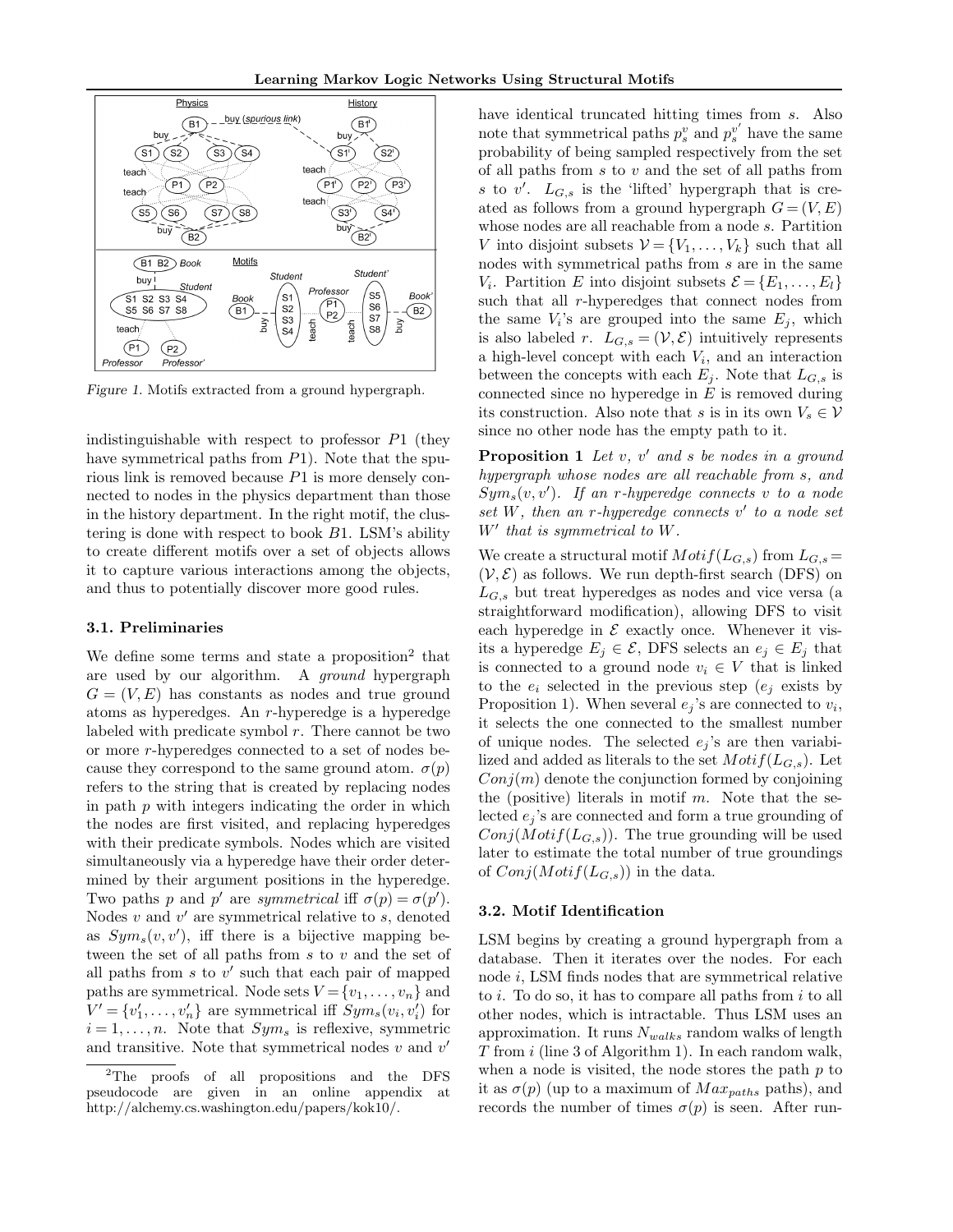Figure 1. Motifs extracted from a ground hypergraph.

indistinguishable with respect to professor $P1$ (they have symmetrical paths from $P1$). Note that the spurious link is removed because $P1$ is more densely connected to nodes in the physics department than those in the history department. In the right motif, the clustering is done with respect to book $B1$. LSM's ability to create different motifs over a set of objects allows it to capture various interactions among the objects, and thus to potentially discover more good rules.

### 3.1. Preliminaries

We define some terms and state a proposition[2] that are used by our algorithm. A *ground* hypergraph $G = (V, E)$ has constants as nodes and true ground atoms as hyperedges. An $r$-hyperedge is a hyperedge labeled with predicate symbol $r$. There cannot be two or more $r$-hyperedges connected to a set of nodes because they correspond to the same ground atom. $\sigma(p)$ refers to the string that is created by replacing nodes in path $p$ with integers indicating the order in which the nodes are first visited, and replacing hyperedges with their predicate symbols. Nodes which are visited simultaneously via a hyperedge have their order determined by their argument positions in the hyperedge. Two paths $p$ and $p'$ are *symmetrical* iff $\sigma(p) = \sigma(p')$. Nodes $v$ and $v'$ are symmetrical relative to $s$, denoted as $Sym_s(v, v')$, iff there is a bijective mapping between the set of all paths from $s$ to $v$ and the set of all paths from $s$ to $v'$ such that each pair of mapped paths are symmetrical. Node sets $V = \{v_1, \ldots, v_n\}$ and $V' = \{v'_1, \ldots, v'_n\}$ are symmetrical iff $Sym_s(v_i, v'_i)$ for $i = 1, \ldots, n$. Note that $Sym_s$ is reflexive, symmetric and transitive. Note that symmetrical nodes $v$ and $v'$ have identical truncated hitting times from $s$. Also note that symmetrical paths $p_s^v$ and $p_s^{v'}$ have the same probability of being sampled respectively from the set of all paths from $s$ to $v$ and the set of all paths from $s$ to $v'$. $L_{G,s}$ is the 'lifted' hypergraph that is created as follows from a ground hypergraph $G = (V, E)$ whose nodes are all reachable from a node $s$. Partition $V$ into disjoint subsets $\mathcal{V} = \{V_1, \ldots, V_k\}$ such that all nodes with symmetrical paths from $s$ are in the same $V_i$. Partition $E$ into disjoint subsets $\mathcal{E} = \{E_1, \ldots, E_l\}$ such that all $r$-hyperedges that connect nodes from the same $V_i$'s are grouped into the same $E_j$, which is also labeled $r$. $L_{G,s} = (\mathcal{V}, \mathcal{E})$ intuitively represents a high-level concept with each $V_i$, and an interaction between the concepts with each $E_j$. Note that $L_{G,s}$ is connected since no hyperedge in $E$ is removed during its construction. Also note that $s$ is in its own $V_s \in \mathcal{V}$ since no other node has the empty path to it.

**Proposition 1** *Let $v$, $v'$ and $s$ be nodes in a ground hypergraph whose nodes are all reachable from $s$, and $Sym_s(v, v')$. If an $r$-hyperedge connects $v$ to a node set $W$, then an $r$-hyperedge connects $v'$ to a node set $W'$ that is symmetrical to $W$.*

We create a structural motif $Motif(L_{G,s})$ from $L_{G,s} = (\mathcal{V}, \mathcal{E})$ as follows. We run depth-first search (DFS) on $L_{G,s}$ but treat hyperedges as nodes and vice versa (a straightforward modification), allowing DFS to visit each hyperedge in $\mathcal{E}$ exactly once. Whenever it visits a hyperedge $E_j \in \mathcal{E}$, DFS selects an $e_j \in E_j$ that is connected to a ground node $v_i \in V$ that is linked to the $e_i$ selected in the previous step ($e_j$ exists by Proposition 1). When several $e_j$'s are connected to $v_i$, it selects the one connected to the smallest number of unique nodes. The selected $e_j$'s are then variabilized and added as literals to the set $Motif(L_{G,s})$. Let $Conj(m)$ denote the conjunction formed by conjoining the (positive) literals in motif $m$. Note that the selected $e_j$'s are connected and form a true grounding of $Conj(Motif(L_{G,s}))$. The true grounding will be used later to estimate the total number of true groundings of $Conj(Motif(L_{G,s}))$ in the data.

### 3.2. Motif Identification

LSM begins by creating a ground hypergraph from a database. Then it iterates over the nodes. For each node $i$, LSM finds nodes that are symmetrical relative to $i$. To do so, it has to compare all paths from $i$ to all other nodes, which is intractable. Thus LSM uses an approximation. It runs $N_{walks}$ random walks of length $T$ from $i$ (line 3 of Algorithm 1). In each random walk, when a node is visited, the node stores the path $p$ to it as $\sigma(p)$ (up to a maximum of $Max_{paths}$ paths), and records the number of times $\sigma(p)$ is seen. After run-

---

[2] The proofs of all propositions and the DFS pseudocode are given in an online appendix at http://alchemy.cs.washington.edu/papers/kok10/.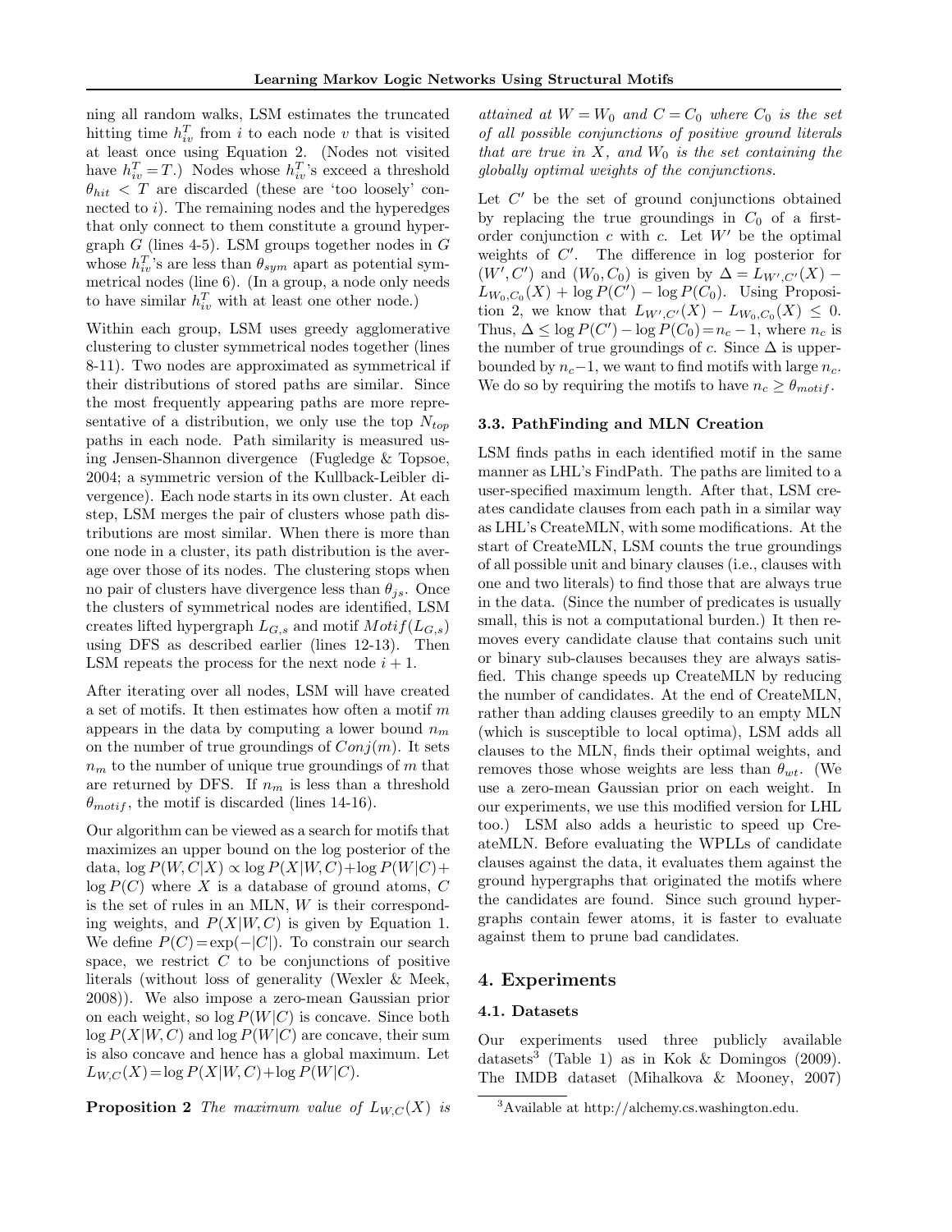ning all random walks, LSM estimates the truncated hitting time $h^T_{iv}$ from $i$ to each node $v$ that is visited at least once using Equation 2. (Nodes not visited have $h^T_{iv} = T$.) Nodes whose $h^T_{iv}$'s exceed a threshold $\theta_{hit} < T$ are discarded (these are 'too loosely' connected to $i$). The remaining nodes and the hyperedges that only connect to them constitute a ground hypergraph $G$ (lines 4-5). LSM groups together nodes in $G$ whose $h^T_{iv}$'s are less than $\theta_{sym}$ apart as potential symmetrical nodes (line 6). (In a group, a node only needs to have similar $h^T_{iv}$ with at least one other node.)

Within each group, LSM uses greedy agglomerative clustering to cluster symmetrical nodes together (lines 8-11). Two nodes are approximated as symmetrical if their distributions of stored paths are similar. Since the most frequently appearing paths are more representative of a distribution, we only use the top $N_{top}$ paths in each node. Path similarity is measured using Jensen-Shannon divergence (Fugledge & Topsoe, 2004; a symmetric version of the Kullback-Leibler divergence). Each node starts in its own cluster. At each step, LSM merges the pair of clusters whose path distributions are most similar. When there is more than one node in a cluster, its path distribution is the average over those of its nodes. The clustering stops when no pair of clusters have divergence less than $\theta_{js}$. Once the clusters of symmetrical nodes are identified, LSM creates lifted hypergraph $L_{G,s}$ and motif $Motif(L_{G,s})$ using DFS as described earlier (lines 12-13). Then LSM repeats the process for the next node $i + 1$.

After iterating over all nodes, LSM will have created a set of motifs. It then estimates how often a motif $m$ appears in the data by computing a lower bound $n_m$ on the number of true groundings of $Conj(m)$. It sets $n_m$ to the number of unique true groundings of $m$ that are returned by DFS. If $n_m$ is less than a threshold $\theta_{motif}$, the motif is discarded (lines 14-16).

Our algorithm can be viewed as a search for motifs that maximizes an upper bound on the log posterior of the data, $\log P(W, C|X) \propto \log P(X|W, C) + \log P(W|C) + \log P(C)$ where $X$ is a database of ground atoms, $C$ is the set of rules in an MLN, $W$ is their corresponding weights, and $P(X|W, C)$ is given by Equation 1. We define $P(C) = \exp(-|C|)$. To constrain our search space, we restrict $C$ to be conjunctions of positive literals (without loss of generality (Wexler & Meek, 2008)). We also impose a zero-mean Gaussian prior on each weight, so $\log P(W|C)$ is concave. Since both $\log P(X|W, C)$ and $\log P(W|C)$ are concave, their sum is also concave and hence has a global maximum. Let $L_{W,C}(X) = \log P(X|W, C) + \log P(W|C)$.

**Proposition 2** *The maximum value of $L_{W,C}(X)$ is attained at $W = W_0$ and $C = C_0$ where $C_0$ is the set of all possible conjunctions of positive ground literals that are true in $X$, and $W_0$ is the set containing the globally optimal weights of the conjunctions.*

Let $C'$ be the set of ground conjunctions obtained by replacing the true groundings in $C_0$ of a first-order conjunction $c$ with $c$. Let $W'$ be the optimal weights of $C'$. The difference in log posterior for $(W', C')$ and $(W_0, C_0)$ is given by $\Delta = L_{W',C'}(X) - L_{W_0,C_0}(X) + \log P(C') - \log P(C_0)$. Using Proposition 2, we know that $L_{W',C'}(X) - L_{W_0,C_0}(X) \leq 0$. Thus, $\Delta \leq \log P(C') - \log P(C_0) = n_c - 1$, where $n_c$ is the number of true groundings of $c$. Since $\Delta$ is upper-bounded by $n_c - 1$, we want to find motifs with large $n_c$. We do so by requiring the motifs to have $n_c \geq \theta_{motif}$.

### 3.3. PathFinding and MLN Creation

LSM finds paths in each identified motif in the same manner as LHL's FindPath. The paths are limited to a user-specified maximum length. After that, LSM creates candidate clauses from each path in a similar way as LHL's CreateMLN, with some modifications. At the start of CreateMLN, LSM counts the true groundings of all possible unit and binary clauses (i.e., clauses with one and two literals) to find those that are always true in the data. (Since the number of predicates is usually small, this is not a computational burden.) It then removes every candidate clause that contains such unit or binary sub-clauses becauses they are always satisfied. This change speeds up CreateMLN by reducing the number of candidates. At the end of CreateMLN, rather than adding clauses greedily to an empty MLN (which is susceptible to local optima), LSM adds all clauses to the MLN, finds their optimal weights, and removes those whose weights are less than $\theta_{wt}$. (We use a zero-mean Gaussian prior on each weight. In our experiments, we use this modified version for LHL too.) LSM also adds a heuristic to speed up CreateMLN. Before evaluating the WPLLs of candidate clauses against the data, it evaluates them against the ground hypergraphs that originated the motifs where the candidates are found. Since such ground hypergraphs contain fewer atoms, it is faster to evaluate against them to prune bad candidates.

## 4. Experiments

### 4.1. Datasets

Our experiments used three publicly available datasets[3] (Table 1) as in Kok & Domingos (2009). The IMDB dataset (Mihalkova & Mooney, 2007)

[3]Available at http://alchemy.cs.washington.edu.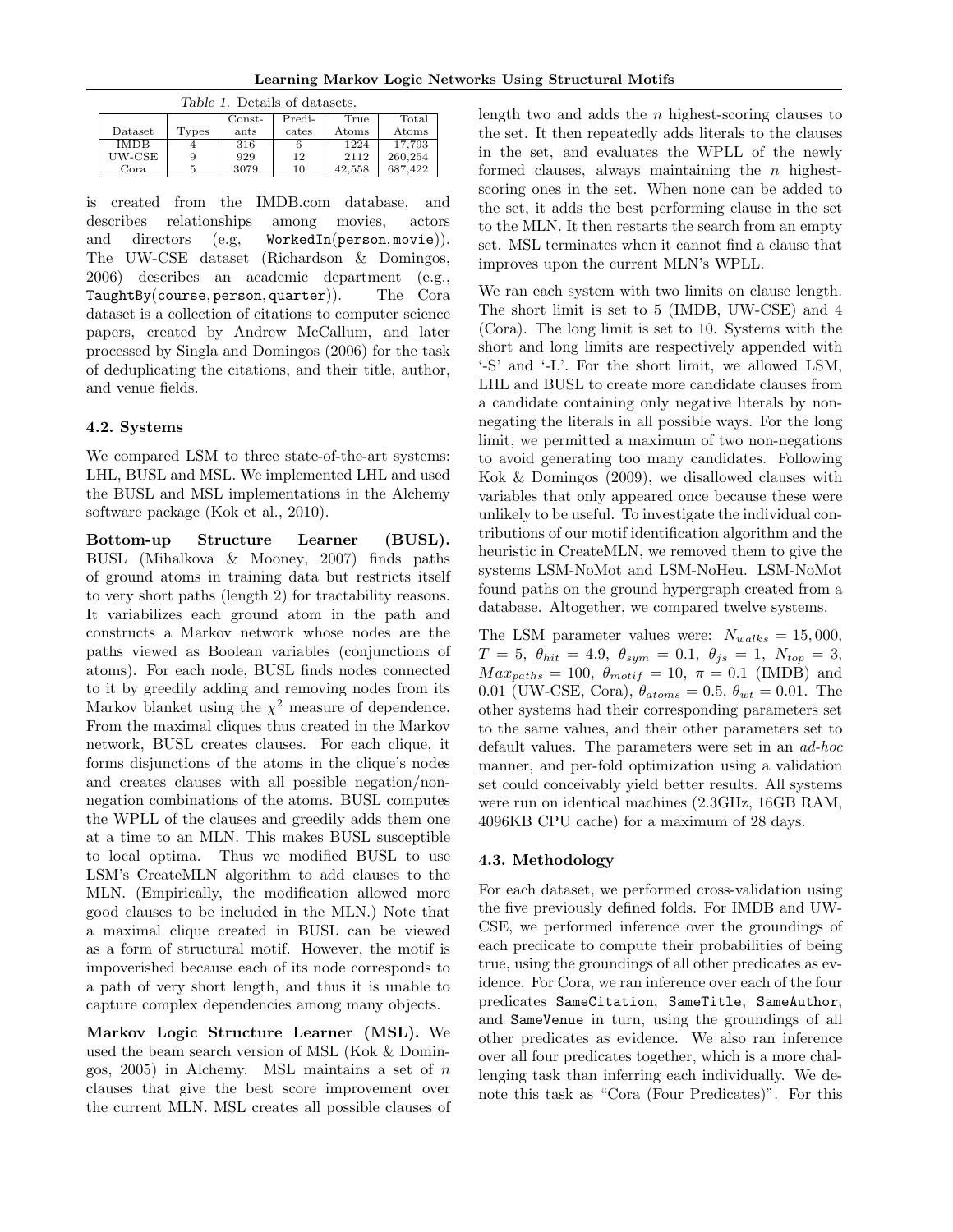Table 1. Details of datasets.

| Dataset | Types | Constants | Predicates | True Atoms | Total Atoms |
|---|---|---|---|---|---|
| IMDB | 4 | 316 | 6 | 1224 | 17,793 |
| UW-CSE | 9 | 929 | 12 | 2112 | 260,254 |
| Cora | 5 | 3079 | 10 | 42,558 | 687,422 |

is created from the IMDB.com database, and describes relationships among movies, actors and directors (e.g, `WorkedIn(person, movie)`). The UW-CSE dataset (Richardson & Domingos, 2006) describes an academic department (e.g., `TaughtBy(course, person, quarter)`). The Cora dataset is a collection of citations to computer science papers, created by Andrew McCallum, and later processed by Singla and Domingos (2006) for the task of deduplicating the citations, and their title, author, and venue fields.

### 4.2. Systems

We compared LSM to three state-of-the-art systems: LHL, BUSL and MSL. We implemented LHL and used the BUSL and MSL implementations in the Alchemy software package (Kok et al., 2010).

**Bottom-up Structure Learner (BUSL).** BUSL (Mihalkova & Mooney, 2007) finds paths of ground atoms in training data but restricts itself to very short paths (length 2) for tractability reasons. It variabilizes each ground atom in the path and constructs a Markov network whose nodes are the paths viewed as Boolean variables (conjunctions of atoms). For each node, BUSL finds nodes connected to it by greedily adding and removing nodes from its Markov blanket using the $\chi^2$ measure of dependence. From the maximal cliques thus created in the Markov network, BUSL creates clauses. For each clique, it forms disjunctions of the atoms in the clique's nodes and creates clauses with all possible negation/non-negation combinations of the atoms. BUSL computes the WPLL of the clauses and greedily adds them one at a time to an MLN. This makes BUSL susceptible to local optima. Thus we modified BUSL to use LSM's CreateMLN algorithm to add clauses to the MLN. (Empirically, the modification allowed more good clauses to be included in the MLN.) Note that a maximal clique created in BUSL can be viewed as a form of structural motif. However, the motif is impoverished because each of its node corresponds to a path of very short length, and thus it is unable to capture complex dependencies among many objects.

**Markov Logic Structure Learner (MSL).** We used the beam search version of MSL (Kok & Domingos, 2005) in Alchemy. MSL maintains a set of $n$ clauses that give the best score improvement over the current MLN. MSL creates all possible clauses of length two and adds the $n$ highest-scoring clauses to the set. It then repeatedly adds literals to the clauses in the set, and evaluates the WPLL of the newly formed clauses, always maintaining the $n$ highest-scoring ones in the set. When none can be added to the set, it adds the best performing clause in the set to the MLN. It then restarts the search from an empty set. MSL terminates when it cannot find a clause that improves upon the current MLN's WPLL.

We ran each system with two limits on clause length. The short limit is set to 5 (IMDB, UW-CSE) and 4 (Cora). The long limit is set to 10. Systems with the short and long limits are respectively appended with '-S' and '-L'. For the short limit, we allowed LSM, LHL and BUSL to create more candidate clauses from a candidate containing only negative literals by non-negating the literals in all possible ways. For the long limit, we permitted a maximum of two non-negations to avoid generating too many candidates. Following Kok & Domingos (2009), we disallowed clauses with variables that only appeared once because these were unlikely to be useful. To investigate the individual contributions of our motif identification algorithm and the heuristic in CreateMLN, we removed them to give the systems LSM-NoMot and LSM-NoHeu. LSM-NoMot found paths on the ground hypergraph created from a database. Altogether, we compared twelve systems.

The LSM parameter values were: $N_{walks} = 15,000$, $T = 5$, $\theta_{hit} = 4.9$, $\theta_{sym} = 0.1$, $\theta_{js} = 1$, $N_{top} = 3$, $Max_{paths} = 100$, $\theta_{motif} = 10$, $\pi = 0.1$ (IMDB) and 0.01 (UW-CSE, Cora), $\theta_{atoms} = 0.5$, $\theta_{wt} = 0.01$. The other systems had their corresponding parameters set to the same values, and their other parameters set to default values. The parameters were set in an *ad-hoc* manner, and per-fold optimization using a validation set could conceivably yield better results. All systems were run on identical machines (2.3GHz, 16GB RAM, 4096KB CPU cache) for a maximum of 28 days.

### 4.3. Methodology

For each dataset, we performed cross-validation using the five previously defined folds. For IMDB and UW-CSE, we performed inference over the groundings of each predicate to compute their probabilities of being true, using the groundings of all other predicates as evidence. For Cora, we ran inference over each of the four predicates `SameCitation`, `SameTitle`, `SameAuthor`, and `SameVenue` in turn, using the groundings of all other predicates as evidence. We also ran inference over all four predicates together, which is a more challenging task than inferring each individually. We denote this task as "Cora (Four Predicates)". For this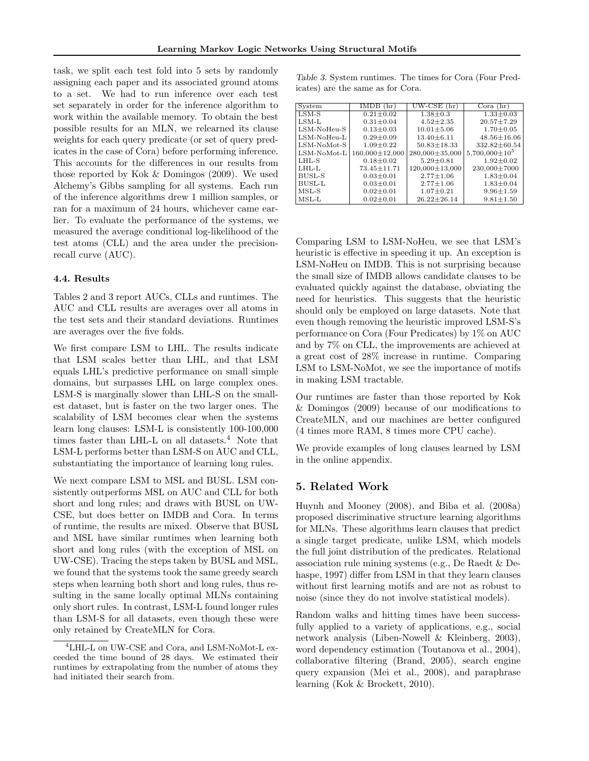task, we split each test fold into 5 sets by randomly assigning each paper and its associated ground atoms to a set. We had to run inference over each test set separately in order for the inference algorithm to work within the available memory. To obtain the best possible results for an MLN, we relearned its clause weights for each query predicate (or set of query predicates in the case of Cora) before performing inference. This accounts for the differences in our results from those reported by Kok & Domingos (2009). We used Alchemy's Gibbs sampling for all systems. Each run of the inference algorithms drew 1 million samples, or ran for a maximum of 24 hours, whichever came earlier. To evaluate the performance of the systems, we measured the average conditional log-likelihood of the test atoms (CLL) and the area under the precision-recall curve (AUC).

### 4.4. Results

Tables 2 and 3 report AUCs, CLLs and runtimes. The AUC and CLL results are averages over all atoms in the test sets and their standard deviations. Runtimes are averages over the five folds.

We first compare LSM to LHL. The results indicate that LSM scales better than LHL, and that LSM equals LHL's predictive performance on small simple domains, but surpasses LHL on large complex ones. LSM-S is marginally slower than LHL-S on the smallest dataset, but is faster on the two larger ones. The scalability of LSM becomes clear when the systems learn long clauses: LSM-L is consistently 100-100,000 times faster than LHL-L on all datasets.[4] Note that LSM-L performs better than LSM-S on AUC and CLL, substantiating the importance of learning long rules.

We next compare LSM to MSL and BUSL. LSM consistently outperforms MSL on AUC and CLL for both short and long rules; and draws with BUSL on UW-CSE, but does better on IMDB and Cora. In terms of runtime, the results are mixed. Observe that BUSL and MSL have similar runtimes when learning both short and long rules (with the exception of MSL on UW-CSE). Tracing the steps taken by BUSL and MSL, we found that the systems took the same greedy search steps when learning both short and long rules, thus resulting in the same locally optimal MLNs containing only short rules. In contrast, LSM-L found longer rules than LSM-S for all datasets, even though these were only retained by CreateMLN for Cora.

[4] LHL-L on UW-CSE and Cora, and LSM-NoMot-L exceeded the time bound of 28 days. We estimated their runtimes by extrapolating from the number of atoms they had initiated their search from.

*Table 3.* System runtimes. The times for Cora (Four Predicates) are the same as for Cora.

| System | IMDB (hr) | UW-CSE (hr) | Cora (hr) |
|---|---|---|---|
| LSM-S | $0.21 \pm 0.02$ | $1.38 \pm 0.3$ | $1.33 \pm 0.03$ |
| LSM-L | $0.31 \pm 0.04$ | $4.52 \pm 2.35$ | $20.57 \pm 7.29$ |
| LSM-NoHeu-S | $0.13 \pm 0.03$ | $10.01 \pm 5.06$ | $1.70 \pm 0.05$ |
| LSM-NoHeu-L | $0.29 \pm 0.09$ | $13.40 \pm 6.11$ | $48.56 \pm 16.06$ |
| LSM-NoMot-S | $1.09 \pm 0.22$ | $50.83 \pm 18.33$ | $332.82 \pm 60.54$ |
| LSM-NoMot-L | $160{,}000 \pm 12{,}000$ | $280{,}000 \pm 35{,}000$ | $5{,}700{,}000 \pm 10^5$ |
| LHL-S | $0.18 \pm 0.02$ | $5.29 \pm 0.81$ | $1.92 \pm 0.02$ |
| LHL-L | $73.45 \pm 11.71$ | $120{,}000 \pm 13{,}000$ | $230{,}000 \pm 7000$ |
| BUSL-S | $0.03 \pm 0.01$ | $2.77 \pm 1.06$ | $1.83 \pm 0.04$ |
| BUSL-L | $0.03 \pm 0.01$ | $2.77 \pm 1.06$ | $1.83 \pm 0.04$ |
| MSL-S | $0.02 \pm 0.01$ | $1.07 \pm 0.21$ | $9.96 \pm 1.59$ |
| MSL-L | $0.02 \pm 0.01$ | $26.22 \pm 26.14$ | $9.81 \pm 1.50$ |

Comparing LSM to LSM-NoHeu, we see that LSM's heuristic is effective in speeding it up. An exception is LSM-NoHeu on IMDB. This is not surprising because the small size of IMDB allows candidate clauses to be evaluated quickly against the database, obviating the need for heuristics. This suggests that the heuristic should only be employed on large datasets. Note that even though removing the heuristic improved LSM-S's performance on Cora (Four Predicates) by 1% on AUC and by 7% on CLL, the improvements are achieved at a great cost of 28% increase in runtime. Comparing LSM to LSM-NoMot, we see the importance of motifs in making LSM tractable.

Our runtimes are faster than those reported by Kok & Domingos (2009) because of our modifications to CreateMLN, and our machines are better configured (4 times more RAM, 8 times more CPU cache).

We provide examples of long clauses learned by LSM in the online appendix.

## 5. Related Work

Huynh and Mooney (2008), and Biba et al. (2008a) proposed discriminative structure learning algorithms for MLNs. These algorithms learn clauses that predict a single target predicate, unlike LSM, which models the full joint distribution of the predicates. Relational association rule mining systems (e.g., De Raedt & Dehaspe, 1997) differ from LSM in that they learn clauses without first learning motifs and are not as robust to noise (since they do not involve statistical models).

Random walks and hitting times have been successfully applied to a variety of applications, e.g., social network analysis (Liben-Nowell & Kleinberg, 2003), word dependency estimation (Toutanova et al., 2004), collaborative filtering (Brand, 2005), search engine query expansion (Mei et al., 2008), and paraphrase learning (Kok & Brockett, 2010).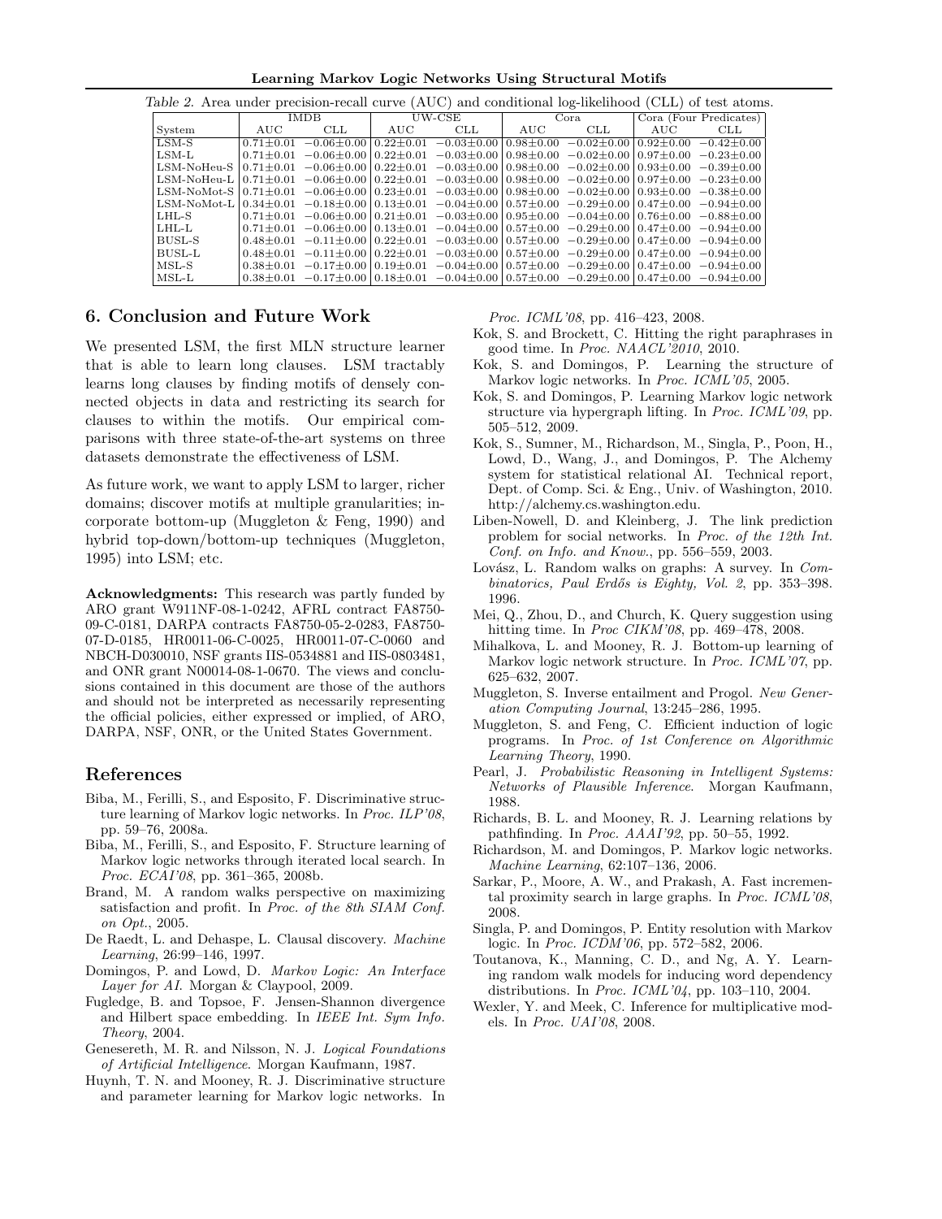Table 2. Area under precision-recall curve (AUC) and conditional log-likelihood (CLL) of test atoms.

| | IMDB | | UW-CSE | | Cora | | Cora (Four Predicates) | |
|---|---|---|---|---|---|---|---|---|
| System | AUC | CLL | AUC | CLL | AUC | CLL | AUC | CLL |
| LSM-S | $0.71{\pm}0.01$ | $-0.06{\pm}0.00$ | $0.22{\pm}0.01$ | $-0.03{\pm}0.00$ | $0.98{\pm}0.00$ | $-0.02{\pm}0.00$ | $0.92{\pm}0.00$ | $-0.42{\pm}0.00$ |
| LSM-L | $0.71{\pm}0.01$ | $-0.06{\pm}0.00$ | $0.22{\pm}0.01$ | $-0.03{\pm}0.00$ | $0.98{\pm}0.00$ | $-0.02{\pm}0.00$ | $0.97{\pm}0.00$ | $-0.23{\pm}0.00$ |
| LSM-NoHeu-S | $0.71{\pm}0.01$ | $-0.06{\pm}0.00$ | $0.22{\pm}0.01$ | $-0.03{\pm}0.00$ | $0.98{\pm}0.00$ | $-0.02{\pm}0.00$ | $0.93{\pm}0.00$ | $-0.39{\pm}0.00$ |
| LSM-NoHeu-L | $0.71{\pm}0.01$ | $-0.06{\pm}0.00$ | $0.22{\pm}0.01$ | $-0.03{\pm}0.00$ | $0.98{\pm}0.00$ | $-0.02{\pm}0.00$ | $0.97{\pm}0.00$ | $-0.23{\pm}0.00$ |
| LSM-NoMot-S | $0.71{\pm}0.01$ | $-0.06{\pm}0.00$ | $0.23{\pm}0.01$ | $-0.03{\pm}0.00$ | $0.98{\pm}0.00$ | $-0.02{\pm}0.00$ | $0.93{\pm}0.00$ | $-0.38{\pm}0.00$ |
| LSM-NoMot-L | $0.34{\pm}0.01$ | $-0.18{\pm}0.00$ | $0.13{\pm}0.01$ | $-0.04{\pm}0.00$ | $0.57{\pm}0.00$ | $-0.29{\pm}0.00$ | $0.47{\pm}0.00$ | $-0.94{\pm}0.00$ |
| LHL-S | $0.71{\pm}0.01$ | $-0.06{\pm}0.00$ | $0.21{\pm}0.01$ | $-0.03{\pm}0.00$ | $0.95{\pm}0.00$ | $-0.04{\pm}0.00$ | $0.76{\pm}0.00$ | $-0.88{\pm}0.00$ |
| LHL-L | $0.71{\pm}0.01$ | $-0.06{\pm}0.00$ | $0.13{\pm}0.01$ | $-0.04{\pm}0.00$ | $0.57{\pm}0.00$ | $-0.29{\pm}0.00$ | $0.47{\pm}0.00$ | $-0.94{\pm}0.00$ |
| BUSL-S | $0.48{\pm}0.01$ | $-0.11{\pm}0.00$ | $0.22{\pm}0.01$ | $-0.03{\pm}0.00$ | $0.57{\pm}0.00$ | $-0.29{\pm}0.00$ | $0.47{\pm}0.00$ | $-0.94{\pm}0.00$ |
| BUSL-L | $0.48{\pm}0.01$ | $-0.11{\pm}0.00$ | $0.22{\pm}0.01$ | $-0.03{\pm}0.00$ | $0.57{\pm}0.00$ | $-0.29{\pm}0.00$ | $0.47{\pm}0.00$ | $-0.94{\pm}0.00$ |
| MSL-S | $0.38{\pm}0.01$ | $-0.17{\pm}0.00$ | $0.19{\pm}0.01$ | $-0.04{\pm}0.00$ | $0.57{\pm}0.00$ | $-0.29{\pm}0.00$ | $0.47{\pm}0.00$ | $-0.94{\pm}0.00$ |
| MSL-L | $0.38{\pm}0.01$ | $-0.17{\pm}0.00$ | $0.18{\pm}0.01$ | $-0.04{\pm}0.00$ | $0.57{\pm}0.00$ | $-0.29{\pm}0.00$ | $0.47{\pm}0.00$ | $-0.94{\pm}0.00$ |

## 6. Conclusion and Future Work

We presented LSM, the first MLN structure learner that is able to learn long clauses. LSM tractably learns long clauses by finding motifs of densely connected objects in data and restricting its search for clauses to within the motifs. Our empirical comparisons with three state-of-the-art systems on three datasets demonstrate the effectiveness of LSM.

As future work, we want to apply LSM to larger, richer domains; discover motifs at multiple granularities; incorporate bottom-up (Muggleton & Feng, 1990) and hybrid top-down/bottom-up techniques (Muggleton, 1995) into LSM; etc.

**Acknowledgments:** This research was partly funded by ARO grant W911NF-08-1-0242, AFRL contract FA8750-09-C-0181, DARPA contracts FA8750-05-2-0283, FA8750-07-D-0185, HR0011-06-C-0025, HR0011-07-C-0060 and NBCH-D030010, NSF grants IIS-0534881 and IIS-0803481, and ONR grant N00014-08-1-0670. The views and conclusions contained in this document are those of the authors and should not be interpreted as necessarily representing the official policies, either expressed or implied, of ARO, DARPA, NSF, ONR, or the United States Government.

## References

Biba, M., Ferilli, S., and Esposito, F. Discriminative structure learning of Markov logic networks. In *Proc. ILP'08*, pp. 59–76, 2008a.

Biba, M., Ferilli, S., and Esposito, F. Structure learning of Markov logic networks through iterated local search. In *Proc. ECAI'08*, pp. 361–365, 2008b.

Brand, M. A random walks perspective on maximizing satisfaction and profit. In *Proc. of the 8th SIAM Conf. on Opt.*, 2005.

De Raedt, L. and Dehaspe, L. Clausal discovery. *Machine Learning*, 26:99–146, 1997.

Domingos, P. and Lowd, D. *Markov Logic: An Interface Layer for AI*. Morgan & Claypool, 2009.

Fugledge, B. and Topsoe, F. Jensen-Shannon divergence and Hilbert space embedding. In *IEEE Int. Sym Info. Theory*, 2004.

Genesereth, M. R. and Nilsson, N. J. *Logical Foundations of Artificial Intelligence*. Morgan Kaufmann, 1987.

Huynh, T. N. and Mooney, R. J. Discriminative structure and parameter learning for Markov logic networks. In *Proc. ICML'08*, pp. 416–423, 2008.

Kok, S. and Brockett, C. Hitting the right paraphrases in good time. In *Proc. NAACL'2010*, 2010.

Kok, S. and Domingos, P. Learning the structure of Markov logic networks. In *Proc. ICML'05*, 2005.

Kok, S. and Domingos, P. Learning Markov logic network structure via hypergraph lifting. In *Proc. ICML'09*, pp. 505–512, 2009.

Kok, S., Sumner, M., Richardson, M., Singla, P., Poon, H., Lowd, D., Wang, J., and Domingos, P. The Alchemy system for statistical relational AI. Technical report, Dept. of Comp. Sci. & Eng., Univ. of Washington, 2010. http://alchemy.cs.washington.edu.

Liben-Nowell, D. and Kleinberg, J. The link prediction problem for social networks. In *Proc. of the 12th Int. Conf. on Info. and Know.*, pp. 556–559, 2003.

Lovász, L. Random walks on graphs: A survey. In *Combinatorics, Paul Erdős is Eighty, Vol. 2*, pp. 353–398. 1996.

Mei, Q., Zhou, D., and Church, K. Query suggestion using hitting time. In *Proc CIKM'08*, pp. 469–478, 2008.

Mihalkova, L. and Mooney, R. J. Bottom-up learning of Markov logic network structure. In *Proc. ICML'07*, pp. 625–632, 2007.

Muggleton, S. Inverse entailment and Progol. *New Generation Computing Journal*, 13:245–286, 1995.

Muggleton, S. and Feng, C. Efficient induction of logic programs. In *Proc. of 1st Conference on Algorithmic Learning Theory*, 1990.

Pearl, J. *Probabilistic Reasoning in Intelligent Systems: Networks of Plausible Inference*. Morgan Kaufmann, 1988.

Richards, B. L. and Mooney, R. J. Learning relations by pathfinding. In *Proc. AAAI'92*, pp. 50–55, 1992.

Richardson, M. and Domingos, P. Markov logic networks. *Machine Learning*, 62:107–136, 2006.

Sarkar, P., Moore, A. W., and Prakash, A. Fast incremental proximity search in large graphs. In *Proc. ICML'08*, 2008.

Singla, P. and Domingos, P. Entity resolution with Markov logic. In *Proc. ICDM'06*, pp. 572–582, 2006.

Toutanova, K., Manning, C. D., and Ng, A. Y. Learning random walk models for inducing word dependency distributions. In *Proc. ICML'04*, pp. 103–110, 2004.

Wexler, Y. and Meek, C. Inference for multiplicative models. In *Proc. UAI'08*, 2008.